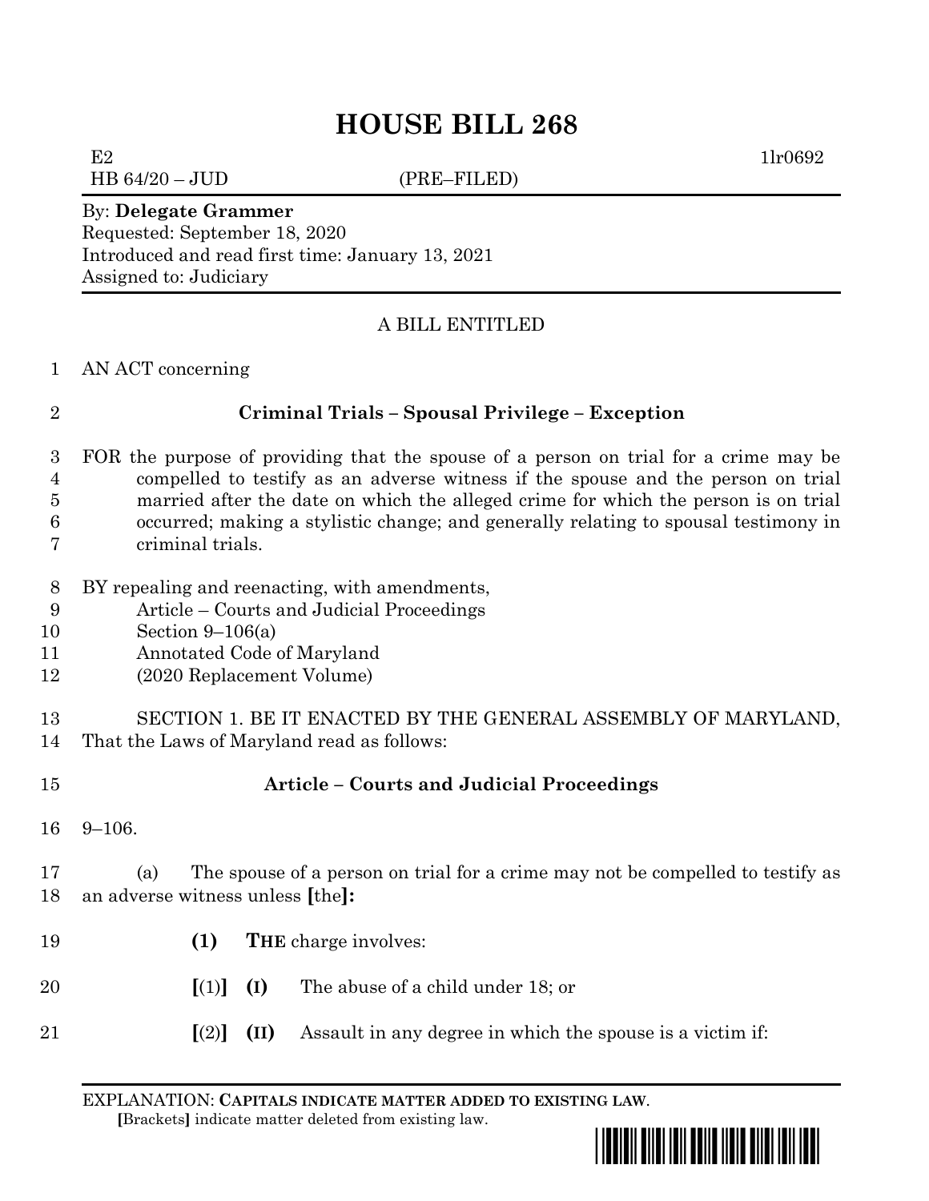# HOUSE BILL 268

E2 1lr0692
HB 64/20 – JUD (PRE–FILED)

By: **Delegate Grammer**
Requested: September 18, 2020
Introduced and read first time: January 13, 2021
Assigned to: Judiciary

A BILL ENTITLED

AN ACT concerning

**Criminal Trials – Spousal Privilege – Exception**

FOR the purpose of providing that the spouse of a person on trial for a crime may be compelled to testify as an adverse witness if the spouse and the person on trial married after the date on which the alleged crime for which the person is on trial occurred; making a stylistic change; and generally relating to spousal testimony in criminal trials.

BY repealing and reenacting, with amendments,
Article – Courts and Judicial Proceedings
Section 9–106(a)
Annotated Code of Maryland
(2020 Replacement Volume)

SECTION 1. BE IT ENACTED BY THE GENERAL ASSEMBLY OF MARYLAND, That the Laws of Maryland read as follows:

**Article – Courts and Judicial Proceedings**

9–106.

(a) The spouse of a person on trial for a crime may not be compelled to testify as an adverse witness unless **[**the**]:**

**(1)** **THE** charge involves:

**[**(1)**]** **(I)** The abuse of a child under 18; or

**[**(2)**]** **(II)** Assault in any degree in which the spouse is a victim if:

EXPLANATION: **CAPITALS INDICATE MATTER ADDED TO EXISTING LAW**.
**[**Brackets**]** indicate matter deleted from existing law.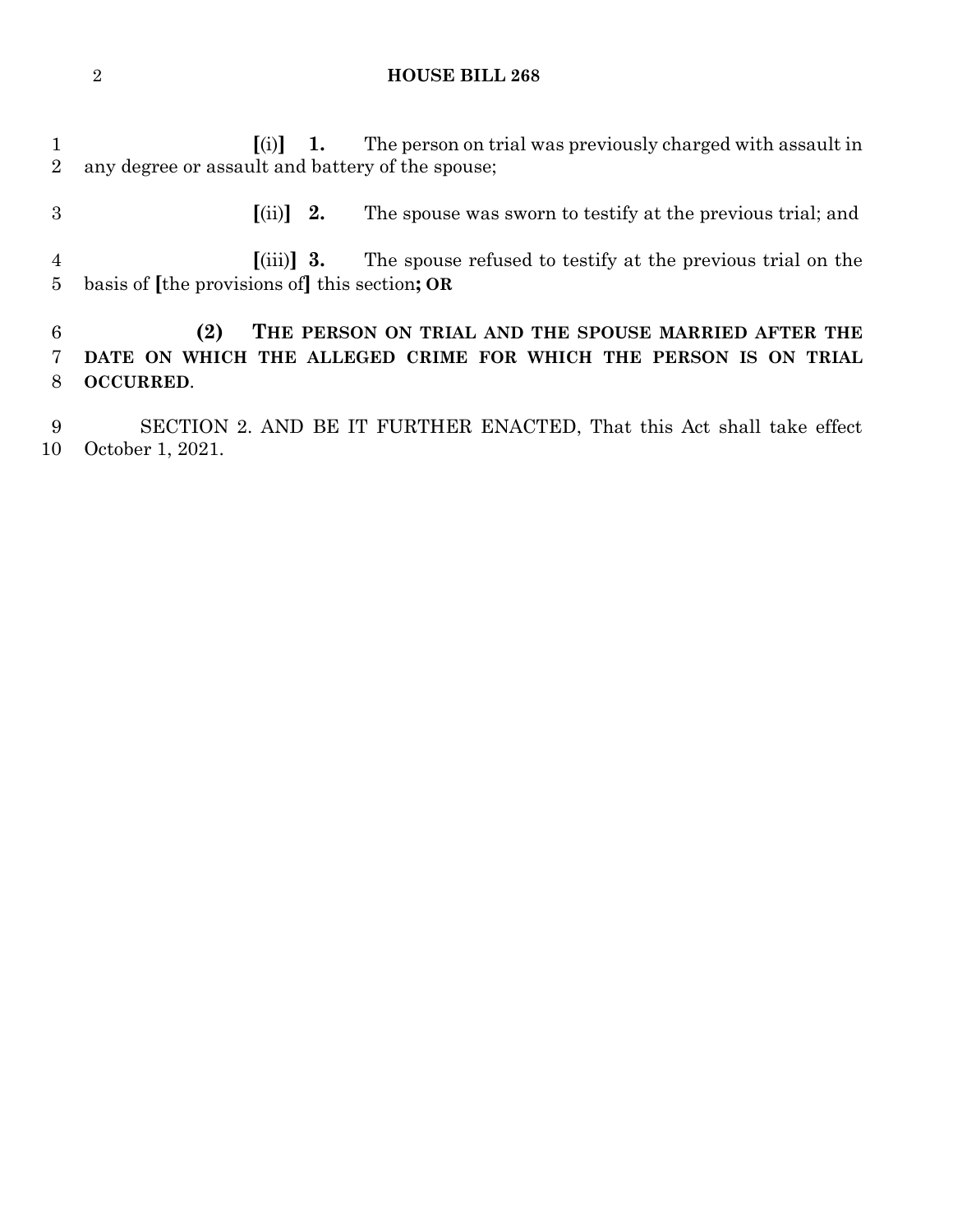**[**(i)**]** **1.** The person on trial was previously charged with assault in any degree or assault and battery of the spouse;

**[**(ii)**]** **2.** The spouse was sworn to testify at the previous trial; and

**[**(iii)**]** **3.** The spouse refused to testify at the previous trial on the basis of **[**the provisions of**]** this section**; OR**

**(2) THE PERSON ON TRIAL AND THE SPOUSE MARRIED AFTER THE DATE ON WHICH THE ALLEGED CRIME FOR WHICH THE PERSON IS ON TRIAL OCCURRED**.

SECTION 2. AND BE IT FURTHER ENACTED, That this Act shall take effect October 1, 2021.